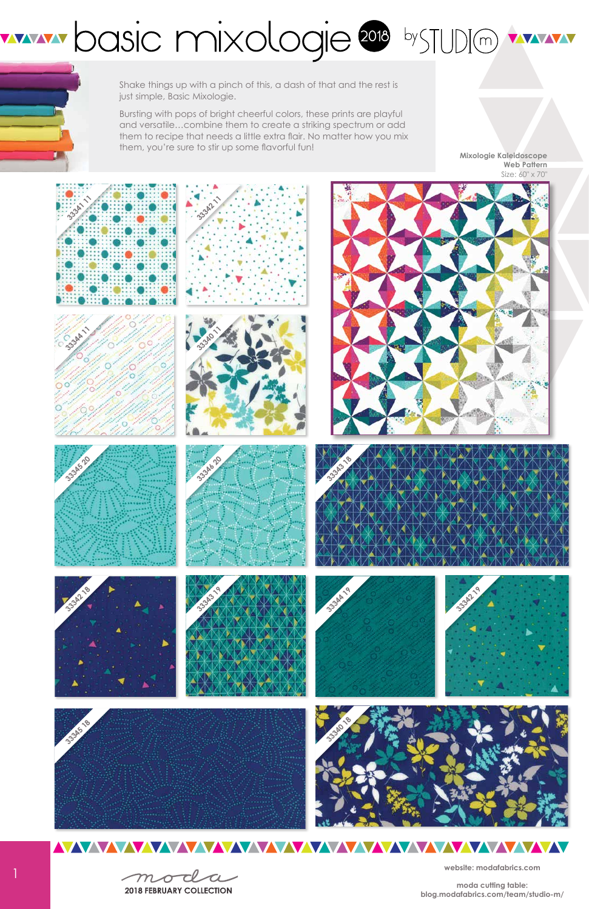# basic mixologie 2018 by STUDIO m

Shake things up with a pinch of this, a dash of that and the rest is just simple, Basic Mixologie.

Bursting with pops of bright cheerful colors, these prints are playful and versatile...combine them to create a striking spectrum or add them to recipe that needs a little extra flair. No matter how you mix them, you're sure to stir up some flavorful fun!

**Mixologie Kaleidoscope**
**Web Pattern**
Size: 60" x 70"

33341 11

33342 11

33344 11

33340 11

33345 20

33346 20

33343 18

33342 18

33343 19

33344 19

33342 19

33345 18

33340 18

**2018 FEBRUARY COLLECTION**

**website: modafabrics.com**

**moda cutting table:**
**blog.modafabrics.com/team/studio-m/**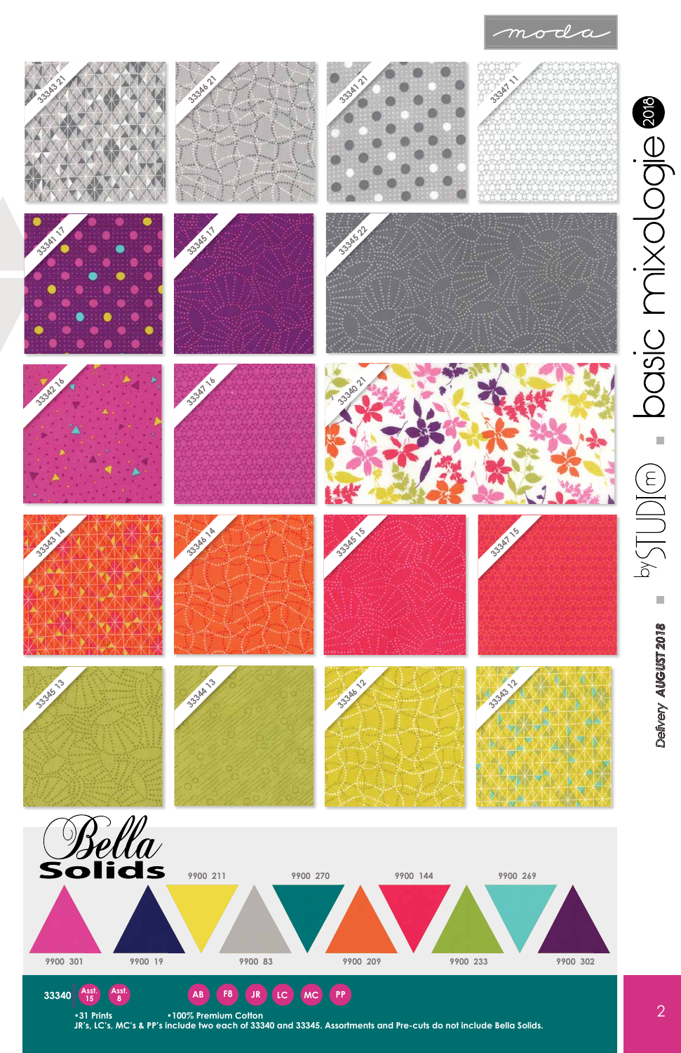moda

# basic mixologie 2018

by STUDIO (m)

Delivery AUGUST 2018

33343 21

33346 21

33341 21

33347 11

33341 17

33345 17

33345 22

33342 16

33347 16

33340 21

33343 14

33346 14

33345 15

33347 15

33345 13

33344 13

33346 12

33343 12

## Bella Solids

9900 301

9900 19

9900 211

9900 83

9900 270

9900 209

9900 144

9900 233

9900 269

9900 302

33340 Asst. 15 Asst. 8 AB FB JR LC MC PP

- 31 Prints
- 100% Premium Cotton

JR's, LC's, MC's & PP's include two each of 33340 and 33345. Assortments and Pre-cuts do not include Bella Solids.